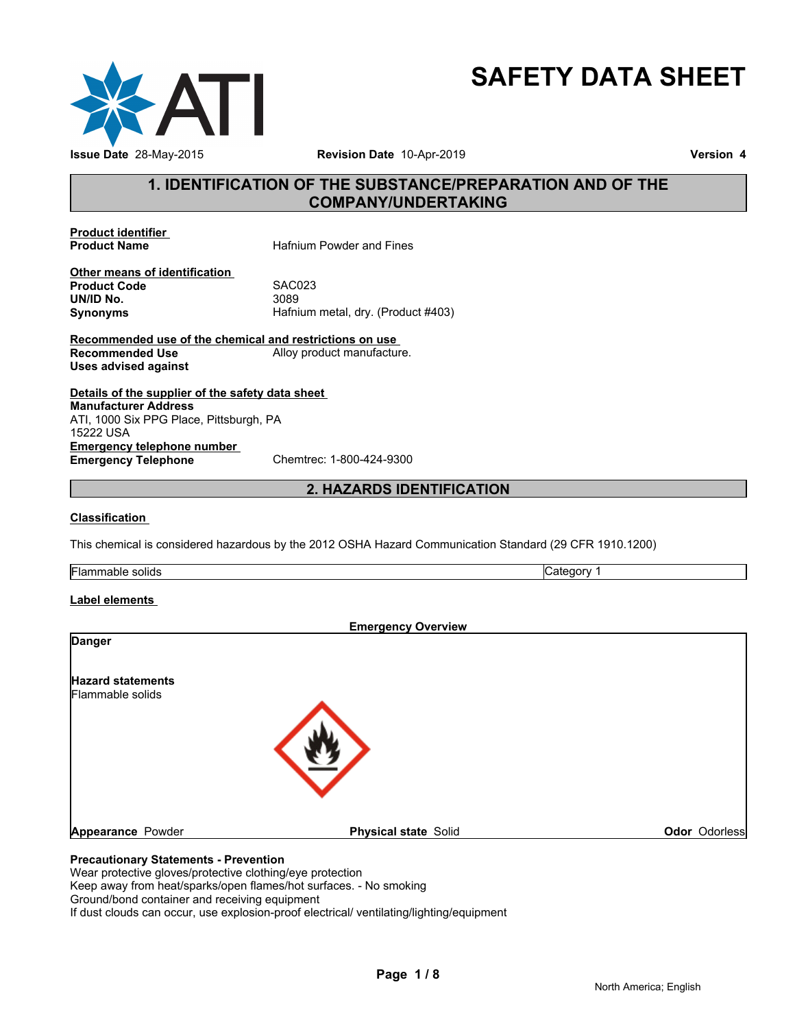# SAFETY DATA SHEET

**Issue Date** 28-May-2015 **Revision Date** 10-Apr-2019 **Version** 4

## 1. IDENTIFICATION OF THE SUBSTANCE/PREPARATION AND OF THE COMPANY/UNDERTAKING

**Product identifier**

**Product Name** Hafnium Powder and Fines

**Other means of identification**

**Product Code** SAC023
**UN/ID No.** 3089
**Synonyms** Hafnium metal, dry. (Product #403)

**Recommended use of the chemical and restrictions on use**

**Recommended Use** Alloy product manufacture.
**Uses advised against**

**Details of the supplier of the safety data sheet**

**Manufacturer Address**
ATI, 1000 Six PPG Place, Pittsburgh, PA
15222 USA

**Emergency telephone number**

**Emergency Telephone** Chemtrec: 1-800-424-9300

## 2. HAZARDS IDENTIFICATION

**Classification**

This chemical is considered hazardous by the 2012 OSHA Hazard Communication Standard (29 CFR 1910.1200)

| Flammable solids | Category 1 |
|---|---|

**Label elements**

**Emergency Overview**

**Danger**

**Hazard statements**
Flammable solids

**Appearance** Powder **Physical state** Solid **Odor** Odorless

**Precautionary Statements - Prevention**
Wear protective gloves/protective clothing/eye protection
Keep away from heat/sparks/open flames/hot surfaces. - No smoking
Ground/bond container and receiving equipment
If dust clouds can occur, use explosion-proof electrical/ ventilating/lighting/equipment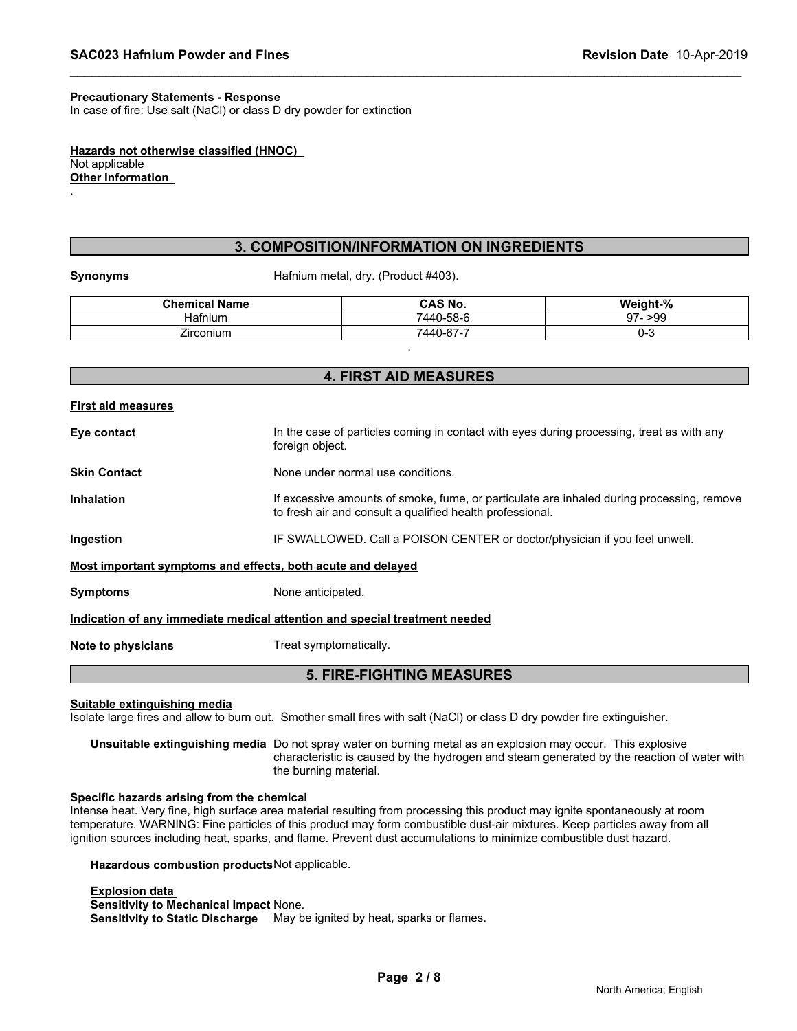**Precautionary Statements - Response**
In case of fire: Use salt (NaCl) or class D dry powder for extinction

**Hazards not otherwise classified (HNOC)**
Not applicable
**Other Information**
.

## 3. COMPOSITION/INFORMATION ON INGREDIENTS

**Synonyms** Hafnium metal, dry. (Product #403).

| Chemical Name | CAS No. | Weight-% |
|---|---|---|
| Hafnium | 7440-58-6 | 97- >99 |
| Zirconium | 7440-67-7 | 0-3 |

.

## 4. FIRST AID MEASURES

**First aid measures**

**Eye contact** In the case of particles coming in contact with eyes during processing, treat as with any foreign object.

**Skin Contact** None under normal use conditions.

**Inhalation** If excessive amounts of smoke, fume, or particulate are inhaled during processing, remove to fresh air and consult a qualified health professional.

**Ingestion** IF SWALLOWED. Call a POISON CENTER or doctor/physician if you feel unwell.

**Most important symptoms and effects, both acute and delayed**

**Symptoms** None anticipated.

**Indication of any immediate medical attention and special treatment needed**

**Note to physicians** Treat symptomatically.

## 5. FIRE-FIGHTING MEASURES

**Suitable extinguishing media**
Isolate large fires and allow to burn out. Smother small fires with salt (NaCl) or class D dry powder fire extinguisher.

**Unsuitable extinguishing media** Do not spray water on burning metal as an explosion may occur. This explosive characteristic is caused by the hydrogen and steam generated by the reaction of water with the burning material.

**Specific hazards arising from the chemical**
Intense heat. Very fine, high surface area material resulting from processing this product may ignite spontaneously at room temperature. WARNING: Fine particles of this product may form combustible dust-air mixtures. Keep particles away from all ignition sources including heat, sparks, and flame. Prevent dust accumulations to minimize combustible dust hazard.

**Hazardous combustion products** Not applicable.

**Explosion data**
**Sensitivity to Mechanical Impact** None.
**Sensitivity to Static Discharge** May be ignited by heat, sparks or flames.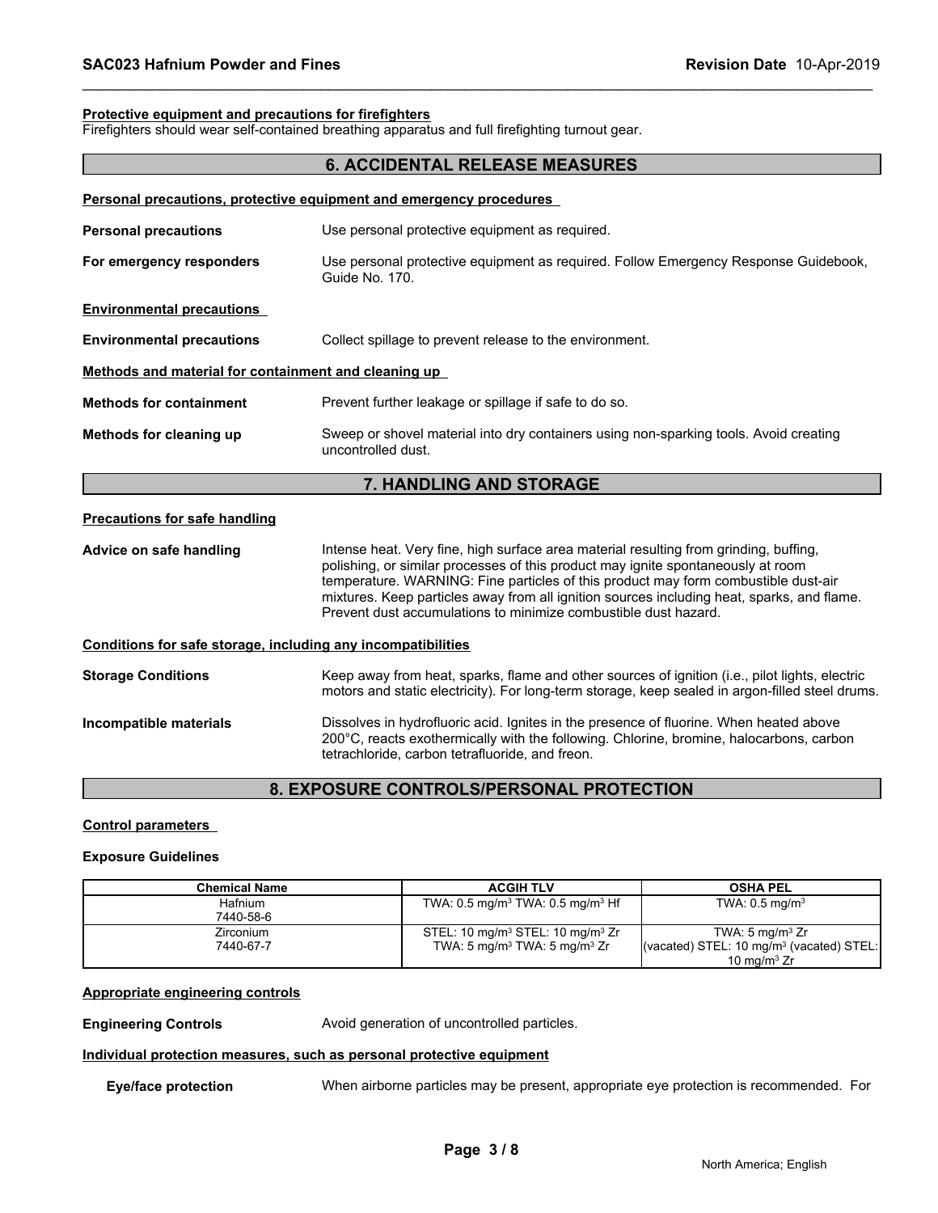**Protective equipment and precautions for firefighters**

Firefighters should wear self-contained breathing apparatus and full firefighting turnout gear.

## 6. ACCIDENTAL RELEASE MEASURES

**Personal precautions, protective equipment and emergency procedures**

**Personal precautions** Use personal protective equipment as required.

**For emergency responders** Use personal protective equipment as required. Follow Emergency Response Guidebook, Guide No. 170.

**Environmental precautions**

**Environmental precautions** Collect spillage to prevent release to the environment.

**Methods and material for containment and cleaning up**

**Methods for containment** Prevent further leakage or spillage if safe to do so.

**Methods for cleaning up** Sweep or shovel material into dry containers using non-sparking tools. Avoid creating uncontrolled dust.

## 7. HANDLING AND STORAGE

**Precautions for safe handling**

**Advice on safe handling** Intense heat. Very fine, high surface area material resulting from grinding, buffing, polishing, or similar processes of this product may ignite spontaneously at room temperature. WARNING: Fine particles of this product may form combustible dust-air mixtures. Keep particles away from all ignition sources including heat, sparks, and flame. Prevent dust accumulations to minimize combustible dust hazard.

**Conditions for safe storage, including any incompatibilities**

**Storage Conditions** Keep away from heat, sparks, flame and other sources of ignition (i.e., pilot lights, electric motors and static electricity). For long-term storage, keep sealed in argon-filled steel drums.

**Incompatible materials** Dissolves in hydrofluoric acid. Ignites in the presence of fluorine. When heated above 200°C, reacts exothermically with the following. Chlorine, bromine, halocarbons, carbon tetrachloride, carbon tetrafluoride, and freon.

## 8. EXPOSURE CONTROLS/PERSONAL PROTECTION

**Control parameters**

**Exposure Guidelines**

| Chemical Name | ACGIH TLV | OSHA PEL |
|---|---|---|
| Hafnium<br>7440-58-6 | TWA: 0.5 mg/m$^3$ TWA: 0.5 mg/m$^3$ Hf | TWA: 0.5 mg/m$^3$ |
| Zirconium<br>7440-67-7 | STEL: 10 mg/m$^3$ STEL: 10 mg/m$^3$ Zr<br>TWA: 5 mg/m$^3$ TWA: 5 mg/m$^3$ Zr | TWA: 5 mg/m$^3$ Zr<br>(vacated) STEL: 10 mg/m$^3$ (vacated) STEL: 10 mg/m$^3$ Zr |

**Appropriate engineering controls**

**Engineering Controls** Avoid generation of uncontrolled particles.

**Individual protection measures, such as personal protective equipment**

**Eye/face protection** When airborne particles may be present, appropriate eye protection is recommended. For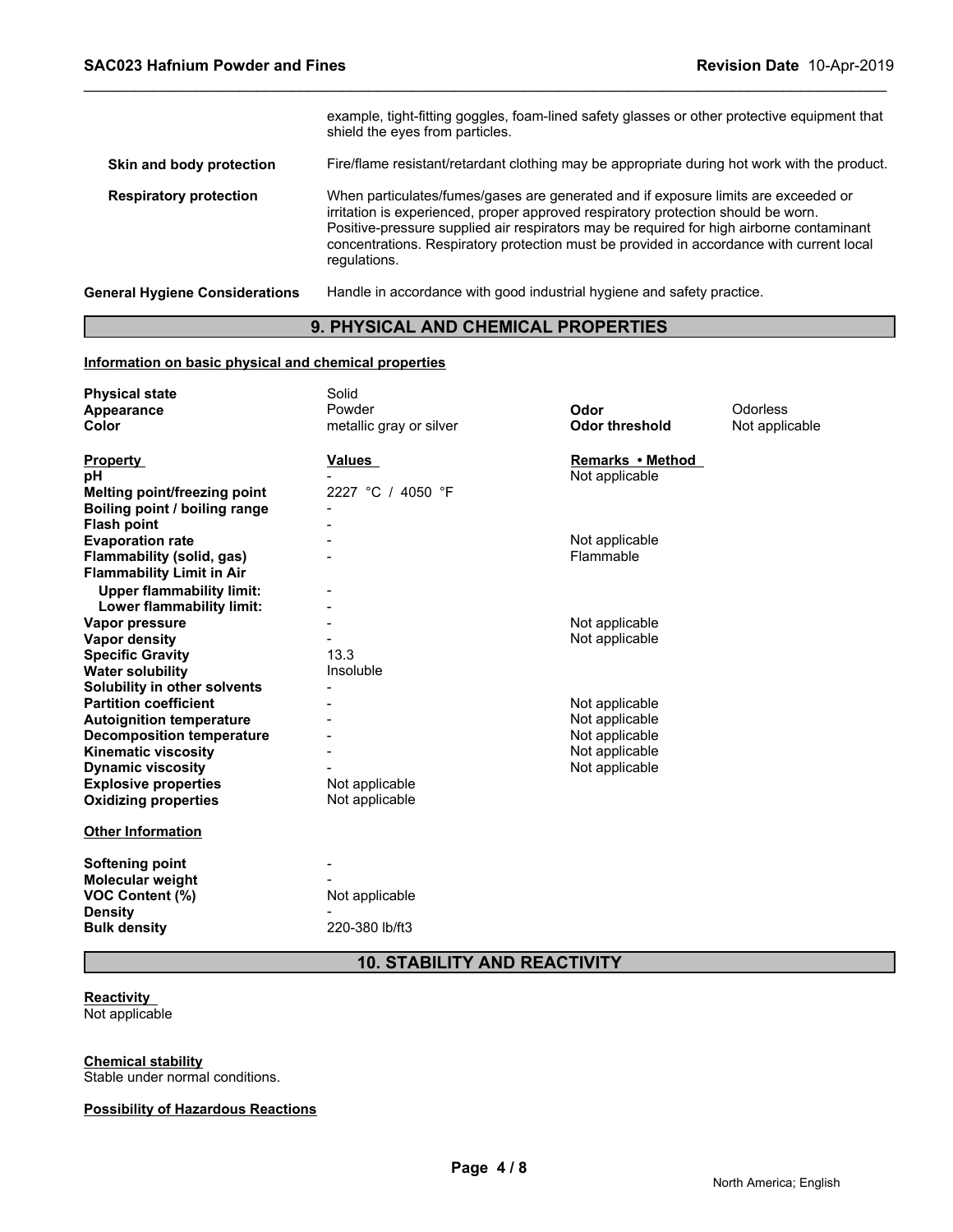| | |
|---|---|
| | example, tight-fitting goggles, foam-lined safety glasses or other protective equipment that shield the eyes from particles. |
| **Skin and body protection** | Fire/flame resistant/retardant clothing may be appropriate during hot work with the product. |
| **Respiratory protection** | When particulates/fumes/gases are generated and if exposure limits are exceeded or irritation is experienced, proper approved respiratory protection should be worn. Positive-pressure supplied air respirators may be required for high airborne contaminant concentrations. Respiratory protection must be provided in accordance with current local regulations. |
| **General Hygiene Considerations** | Handle in accordance with good industrial hygiene and safety practice. |

## 9. PHYSICAL AND CHEMICAL PROPERTIES

**Information on basic physical and chemical properties**

| | | | |
|---|---|---|---|
| **Physical state** | Solid | | |
| **Appearance** | Powder | **Odor** | Odorless |
| **Color** | metallic gray or silver | **Odor threshold** | Not applicable |

| **Property** | **Values** | **Remarks • Method** |
|---|---|---|
| **pH** | - | Not applicable |
| **Melting point/freezing point** | 2227 °C / 4050 °F | |
| **Boiling point / boiling range** | - | |
| **Flash point** | - | |
| **Evaporation rate** | - | Not applicable |
| **Flammability (solid, gas)** | - | Flammable |
| **Flammability Limit in Air** | | |
| **Upper flammability limit:** | - | |
| **Lower flammability limit:** | - | |
| **Vapor pressure** | - | Not applicable |
| **Vapor density** | - | Not applicable |
| **Specific Gravity** | 13.3 | |
| **Water solubility** | Insoluble | |
| **Solubility in other solvents** | - | |
| **Partition coefficient** | - | Not applicable |
| **Autoignition temperature** | - | Not applicable |
| **Decomposition temperature** | - | Not applicable |
| **Kinematic viscosity** | - | Not applicable |
| **Dynamic viscosity** | - | Not applicable |
| **Explosive properties** | Not applicable | |
| **Oxidizing properties** | Not applicable | |

**Other Information**

| | |
|---|---|
| **Softening point** | - |
| **Molecular weight** | - |
| **VOC Content (%)** | Not applicable |
| **Density** | - |
| **Bulk density** | 220-380 lb/ft3 |

## 10. STABILITY AND REACTIVITY

**Reactivity**
Not applicable

**Chemical stability**
Stable under normal conditions.

**Possibility of Hazardous Reactions**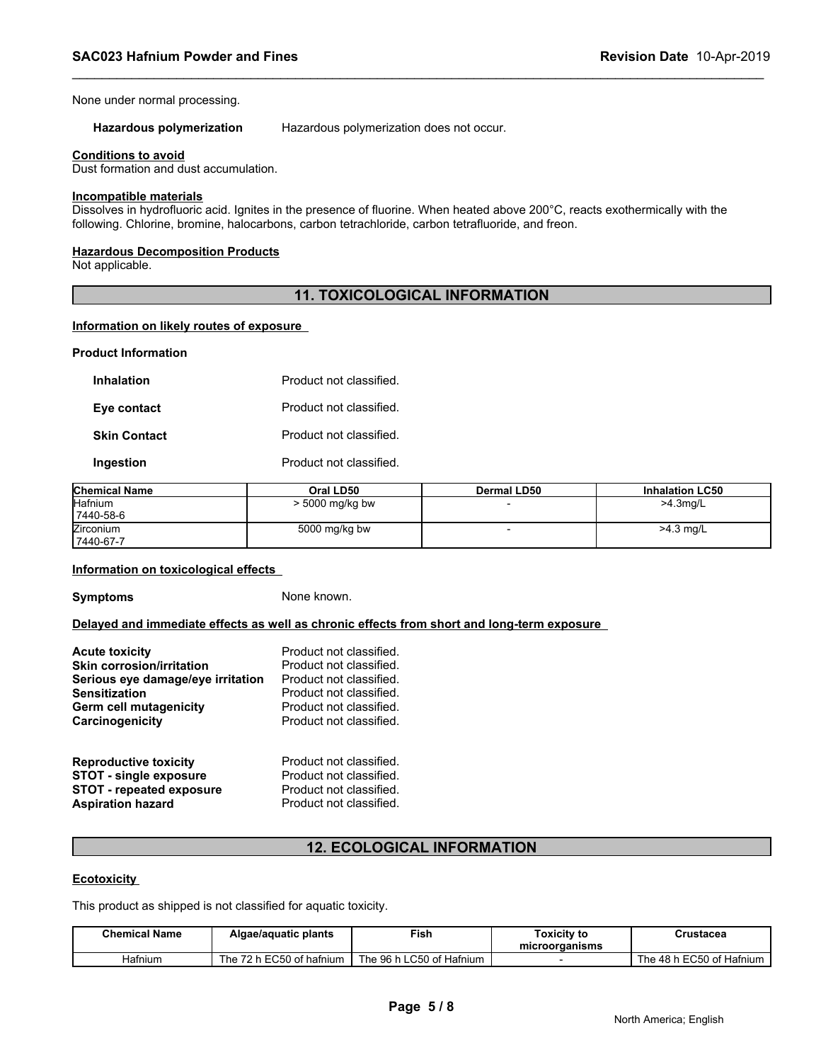None under normal processing.

**Hazardous polymerization** Hazardous polymerization does not occur.

**Conditions to avoid**
Dust formation and dust accumulation.

**Incompatible materials**
Dissolves in hydrofluoric acid. Ignites in the presence of fluorine. When heated above 200°C, reacts exothermically with the following. Chlorine, bromine, halocarbons, carbon tetrachloride, carbon tetrafluoride, and freon.

**Hazardous Decomposition Products**
Not applicable.

## 11. TOXICOLOGICAL INFORMATION

**Information on likely routes of exposure**

**Product Information**

**Inhalation** Product not classified.

**Eye contact** Product not classified.

**Skin Contact** Product not classified.

**Ingestion** Product not classified.

| Chemical Name | Oral LD50 | Dermal LD50 | Inhalation LC50 |
|---|---|---|---|
| Hafnium 7440-58-6 | > 5000 mg/kg bw | - | >4.3mg/L |
| Zirconium 7440-67-7 | 5000 mg/kg bw | - | >4.3 mg/L |

**Information on toxicological effects**

**Symptoms** None known.

**Delayed and immediate effects as well as chronic effects from short and long-term exposure**

**Acute toxicity** Product not classified.
**Skin corrosion/irritation** Product not classified.
**Serious eye damage/eye irritation** Product not classified.
**Sensitization** Product not classified.
**Germ cell mutagenicity** Product not classified.
**Carcinogenicity** Product not classified.

**Reproductive toxicity** Product not classified.
**STOT - single exposure** Product not classified.
**STOT - repeated exposure** Product not classified.
**Aspiration hazard** Product not classified.

## 12. ECOLOGICAL INFORMATION

**Ecotoxicity**

This product as shipped is not classified for aquatic toxicity.

| Chemical Name | Algae/aquatic plants | Fish | Toxicity to microorganisms | Crustacea |
|---|---|---|---|---|
| Hafnium | The 72 h EC50 of hafnium | The 96 h LC50 of Hafnium | - | The 48 h EC50 of Hafnium |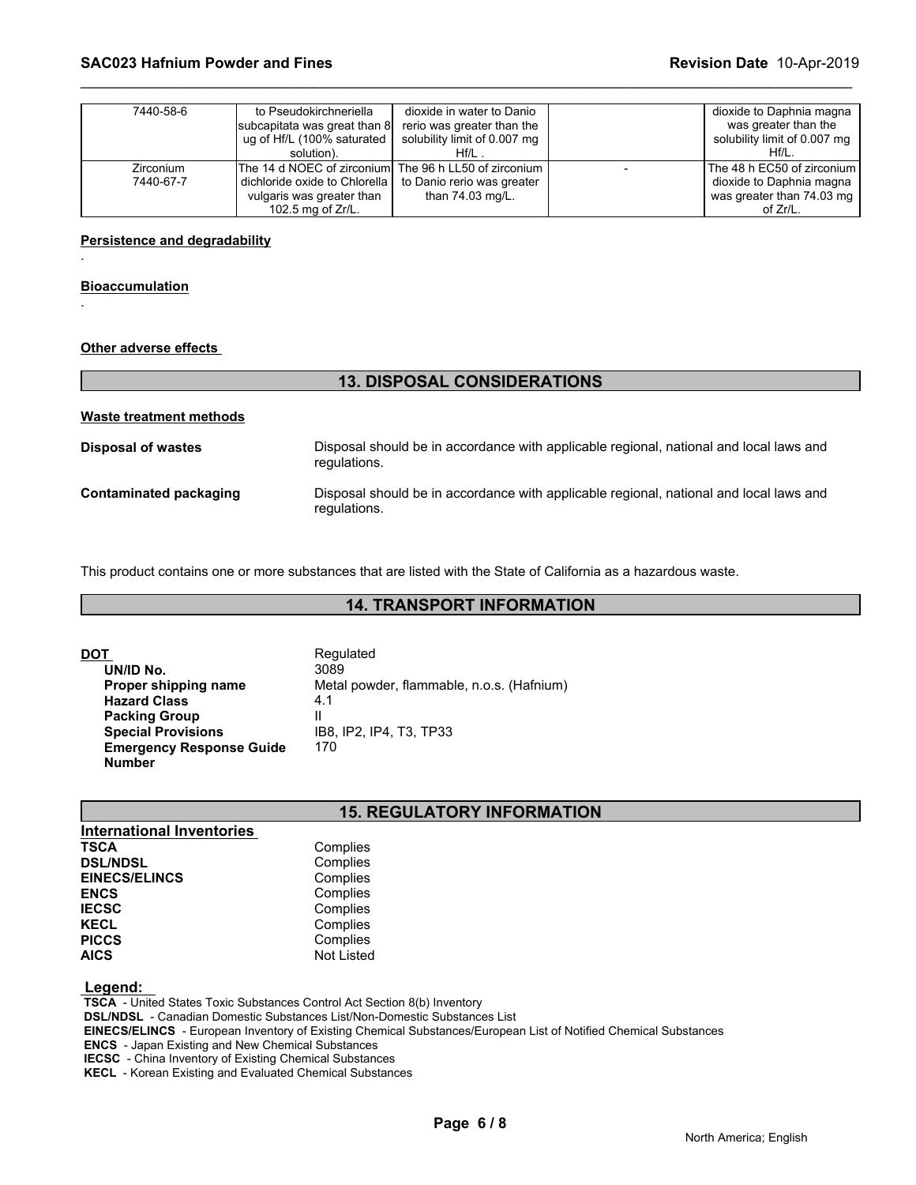| | | | | |
|---|---|---|---|---|
| 7440-58-6 | to Pseudokirchneriella subcapitata was great than 8 ug of Hf/L (100% saturated solution). | dioxide in water to Danio rerio was greater than the solubility limit of 0.007 mg Hf/L . | | dioxide to Daphnia magna was greater than the solubility limit of 0.007 mg Hf/L. |
| Zirconium 7440-67-7 | The 14 d NOEC of zirconium dichloride oxide to Chlorella vulgaris was greater than 102.5 mg of Zr/L. | The 96 h LL50 of zirconium to Danio rerio was greater than 74.03 mg/L. | - | The 48 h EC50 of zirconium dioxide to Daphnia magna was greater than 74.03 mg of Zr/L. |

**Persistence and degradability**

.

**Bioaccumulation**

.

**Other adverse effects**

## 13. DISPOSAL CONSIDERATIONS

**Waste treatment methods**

**Disposal of wastes**: Disposal should be in accordance with applicable regional, national and local laws and regulations.

**Contaminated packaging**: Disposal should be in accordance with applicable regional, national and local laws and regulations.

This product contains one or more substances that are listed with the State of California as a hazardous waste.

## 14. TRANSPORT INFORMATION

**DOT**: Regulated

| | |
|---|---|
| **UN/ID No.** | 3089 |
| **Proper shipping name** | Metal powder, flammable, n.o.s. (Hafnium) |
| **Hazard Class** | 4.1 |
| **Packing Group** | II |
| **Special Provisions** | IB8, IP2, IP4, T3, TP33 |
| **Emergency Response Guide Number** | 170 |

## 15. REGULATORY INFORMATION

**International Inventories**

| | |
|---|---|
| **TSCA** | Complies |
| **DSL/NDSL** | Complies |
| **EINECS/ELINCS** | Complies |
| **ENCS** | Complies |
| **IECSC** | Complies |
| **KECL** | Complies |
| **PICCS** | Complies |
| **AICS** | Not Listed |

**Legend:**

**TSCA** - United States Toxic Substances Control Act Section 8(b) Inventory
**DSL/NDSL** - Canadian Domestic Substances List/Non-Domestic Substances List
**EINECS/ELINCS** - European Inventory of Existing Chemical Substances/European List of Notified Chemical Substances
**ENCS** - Japan Existing and New Chemical Substances
**IECSC** - China Inventory of Existing Chemical Substances
**KECL** - Korean Existing and Evaluated Chemical Substances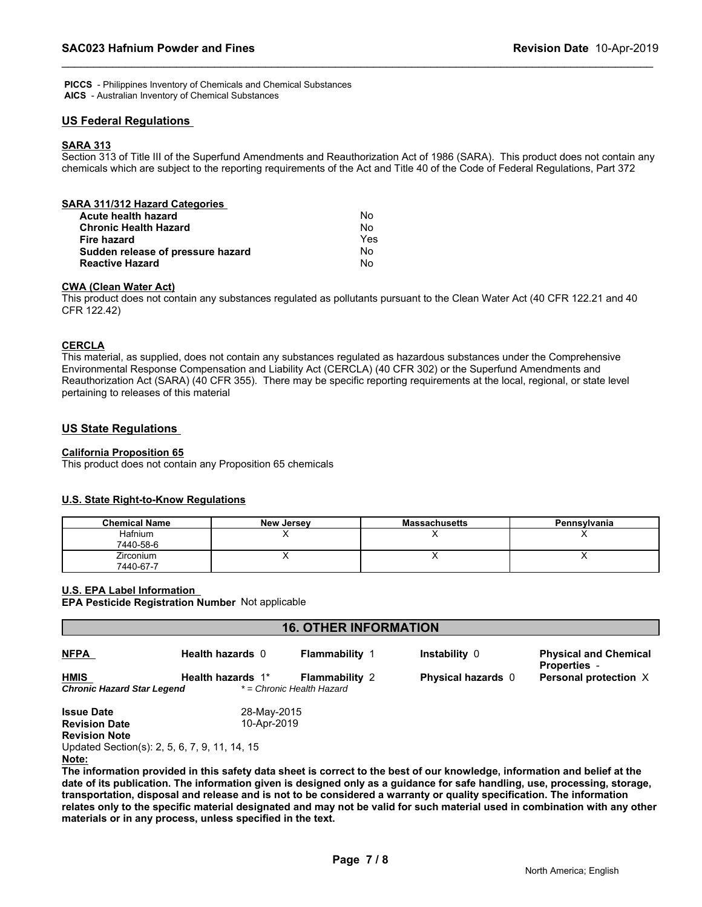**PICCS** - Philippines Inventory of Chemicals and Chemical Substances
**AICS** - Australian Inventory of Chemical Substances

## US Federal Regulations

### SARA 313

Section 313 of Title III of the Superfund Amendments and Reauthorization Act of 1986 (SARA). This product does not contain any chemicals which are subject to the reporting requirements of the Act and Title 40 of the Code of Federal Regulations, Part 372

### SARA 311/312 Hazard Categories

| | |
|---|---|
| **Acute health hazard** | No |
| **Chronic Health Hazard** | No |
| **Fire hazard** | Yes |
| **Sudden release of pressure hazard** | No |
| **Reactive Hazard** | No |

### CWA (Clean Water Act)

This product does not contain any substances regulated as pollutants pursuant to the Clean Water Act (40 CFR 122.21 and 40 CFR 122.42)

### CERCLA

This material, as supplied, does not contain any substances regulated as hazardous substances under the Comprehensive Environmental Response Compensation and Liability Act (CERCLA) (40 CFR 302) or the Superfund Amendments and Reauthorization Act (SARA) (40 CFR 355). There may be specific reporting requirements at the local, regional, or state level pertaining to releases of this material

## US State Regulations

### California Proposition 65

This product does not contain any Proposition 65 chemicals

### U.S. State Right-to-Know Regulations

| Chemical Name | New Jersey | Massachusetts | Pennsylvania |
|---|---|---|---|
| Hafnium 7440-58-6 | X | X | X |
| Zirconium 7440-67-7 | X | X | X |

### U.S. EPA Label Information

**EPA Pesticide Registration Number** Not applicable

## 16. OTHER INFORMATION

| | | | | |
|---|---|---|---|---|
| **NFPA** | **Health hazards** 0 | **Flammability** 1 | **Instability** 0 | **Physical and Chemical Properties** - |
| **HMIS** | **Health hazards** 1* | **Flammability** 2 | **Physical hazards** 0 | **Personal protection** X |
| ***Chronic Hazard Star Legend*** | *\* = Chronic Health Hazard* | | | |

**Issue Date** 28-May-2015
**Revision Date** 10-Apr-2019
**Revision Note**
Updated Section(s): 2, 5, 6, 7, 9, 11, 14, 15

**Note:**

**The information provided in this safety data sheet is correct to the best of our knowledge, information and belief at the date of its publication. The information given is designed only as a guidance for safe handling, use, processing, storage, transportation, disposal and release and is not to be considered a warranty or quality specification. The information relates only to the specific material designated and may not be valid for such material used in combination with any other materials or in any process, unless specified in the text.**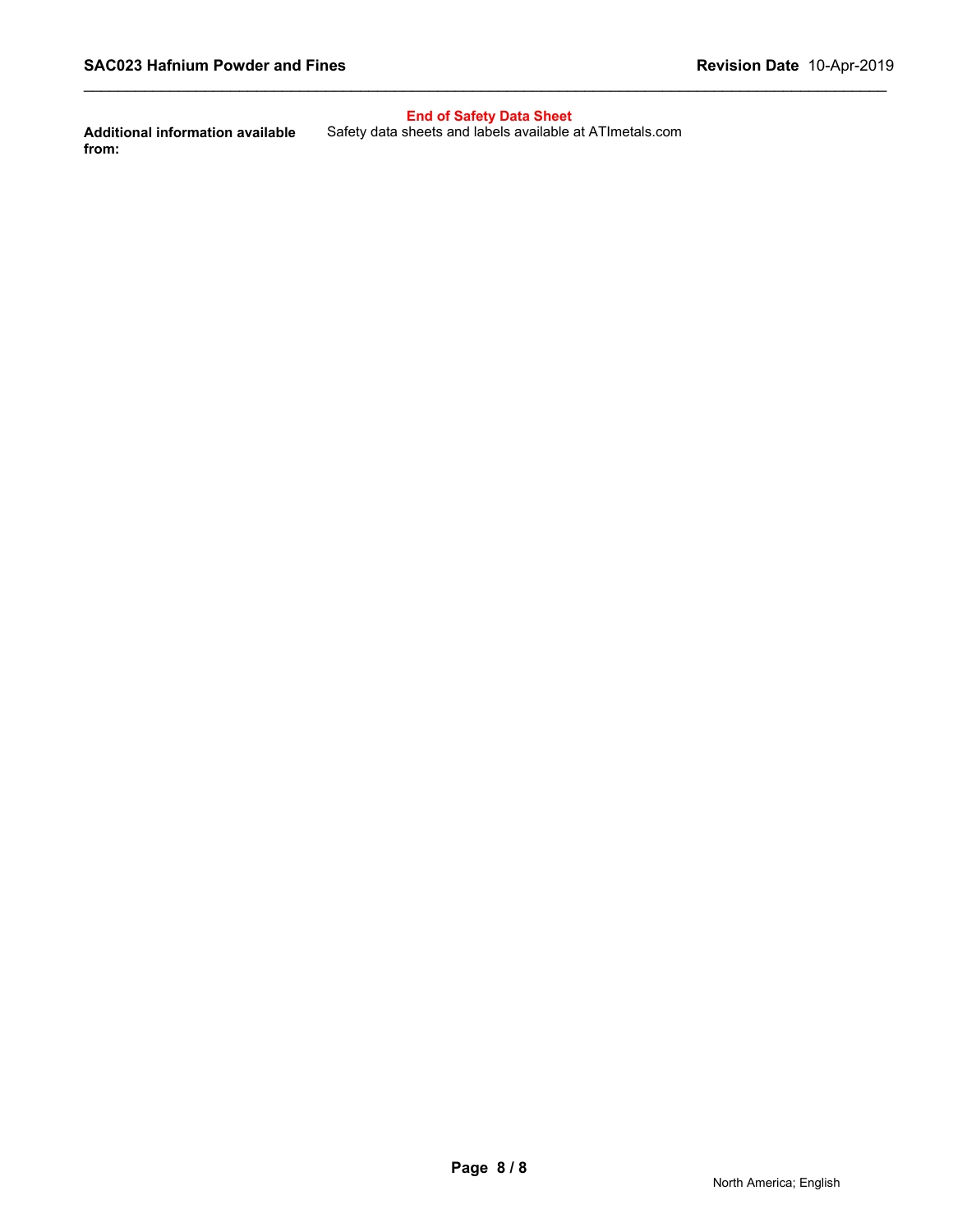**End of Safety Data Sheet**

**Additional information available from:** Safety data sheets and labels available at ATImetals.com

North America; English